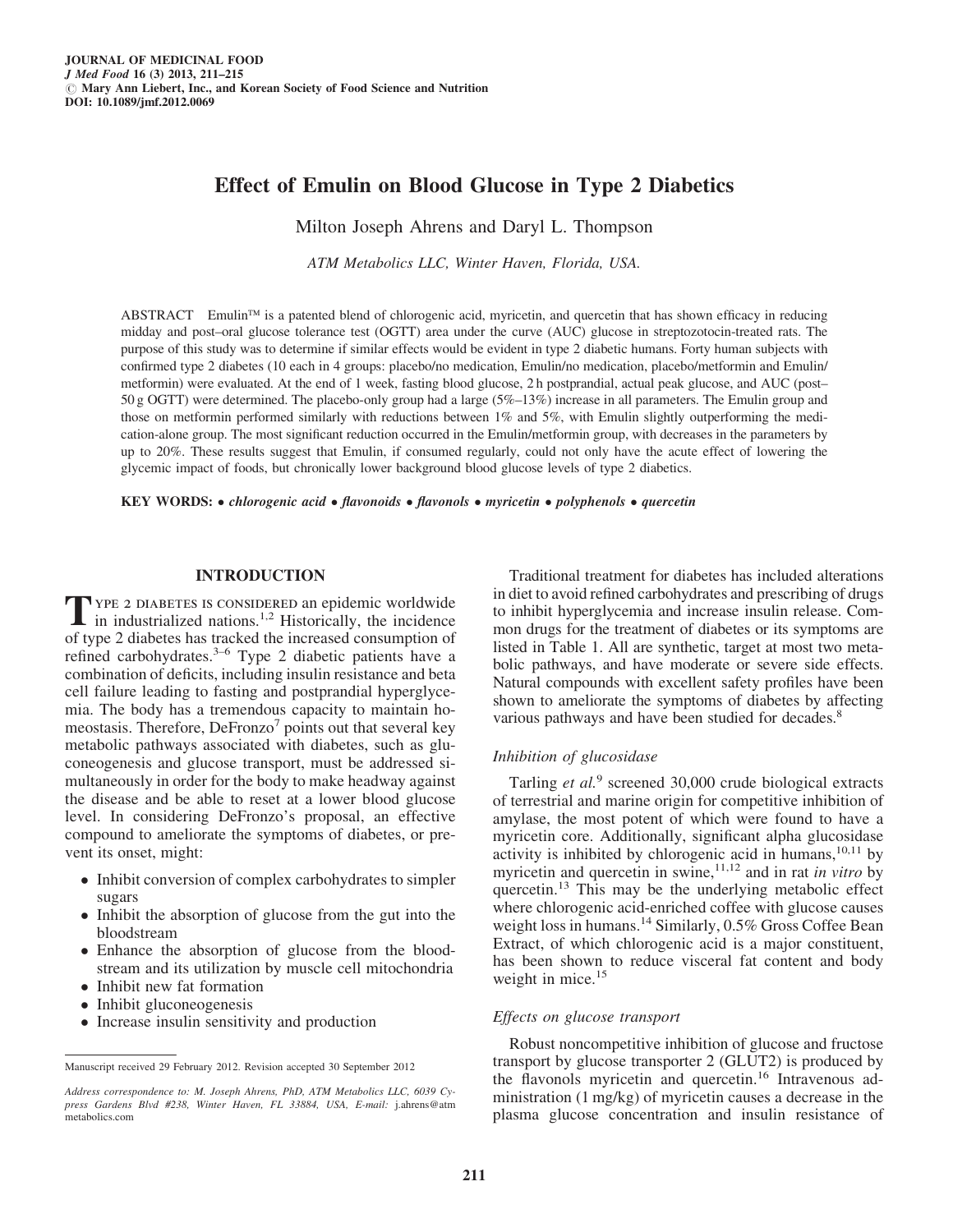# Effect of Emulin on Blood Glucose in Type 2 Diabetics

Milton Joseph Ahrens and Daryl L. Thompson

*ATM Metabolics LLC, Winter Haven, Florida, USA.*

ABSTRACT Emulin™ is a patented blend of chlorogenic acid, myricetin, and quercetin that has shown efficacy in reducing midday and post–oral glucose tolerance test (OGTT) area under the curve (AUC) glucose in streptozotocin-treated rats. The purpose of this study was to determine if similar effects would be evident in type 2 diabetic humans. Forty human subjects with confirmed type 2 diabetes (10 each in 4 groups: placebo/no medication, Emulin/no medication, placebo/metformin and Emulin/metformin) were evaluated. At the end of 1 week, fasting blood glucose, 2 h postprandial, actual peak glucose, and AUC (post–50 g OGTT) were determined. The placebo-only group had a large (5%–13%) increase in all parameters. The Emulin group and those on metformin performed similarly with reductions between 1% and 5%, with Emulin slightly outperforming the medication-alone group. The most significant reduction occurred in the Emulin/metformin group, with decreases in the parameters by up to 20%. These results suggest that Emulin, if consumed regularly, could not only have the acute effect of lowering the glycemic impact of foods, but chronically lower background blood glucose levels of type 2 diabetics.

**KEY WORDS:** • *chlorogenic acid* • *flavonoids* • *flavonols* • *myricetin* • *polyphenols* • *quercetin*

## INTRODUCTION

TYPE 2 DIABETES IS CONSIDERED an epidemic worldwide in industrialized nations.[1,2] Historically, the incidence of type 2 diabetes has tracked the increased consumption of refined carbohydrates.[3–6] Type 2 diabetic patients have a combination of deficits, including insulin resistance and beta cell failure leading to fasting and postprandial hyperglycemia. The body has a tremendous capacity to maintain homeostasis. Therefore, DeFronzo[7] points out that several key metabolic pathways associated with diabetes, such as gluconeogenesis and glucose transport, must be addressed simultaneously in order for the body to make headway against the disease and be able to reset at a lower blood glucose level. In considering DeFronzo's proposal, an effective compound to ameliorate the symptoms of diabetes, or prevent its onset, might:

- Inhibit conversion of complex carbohydrates to simpler sugars
- Inhibit the absorption of glucose from the gut into the bloodstream
- Enhance the absorption of glucose from the bloodstream and its utilization by muscle cell mitochondria
- Inhibit new fat formation
- Inhibit gluconeogenesis
- Increase insulin sensitivity and production

Traditional treatment for diabetes has included alterations in diet to avoid refined carbohydrates and prescribing of drugs to inhibit hyperglycemia and increase insulin release. Common drugs for the treatment of diabetes or its symptoms are listed in Table 1. All are synthetic, target at most two metabolic pathways, and have moderate or severe side effects. Natural compounds with excellent safety profiles have been shown to ameliorate the symptoms of diabetes by affecting various pathways and have been studied for decades.[8]

### *Inhibition of glucosidase*

Tarling *et al.*[9] screened 30,000 crude biological extracts of terrestrial and marine origin for competitive inhibition of amylase, the most potent of which were found to have a myricetin core. Additionally, significant alpha glucosidase activity is inhibited by chlorogenic acid in humans,[10,11] by myricetin and quercetin in swine,[11,12] and in rat *in vitro* by quercetin.[13] This may be the underlying metabolic effect where chlorogenic acid-enriched coffee with glucose causes weight loss in humans.[14] Similarly, 0.5% Gross Coffee Bean Extract, of which chlorogenic acid is a major constituent, has been shown to reduce visceral fat content and body weight in mice.[15]

### *Effects on glucose transport*

Robust noncompetitive inhibition of glucose and fructose transport by glucose transporter 2 (GLUT2) is produced by the flavonols myricetin and quercetin.[16] Intravenous administration (1 mg/kg) of myricetin causes a decrease in the plasma glucose concentration and insulin resistance of

---

Manuscript received 29 February 2012. Revision accepted 30 September 2012

*Address correspondence to: M. Joseph Ahrens, PhD, ATM Metabolics LLC, 6039 Cypress Gardens Blvd #238, Winter Haven, FL 33884, USA, E-mail:* j.ahrens@atmmetabolics.com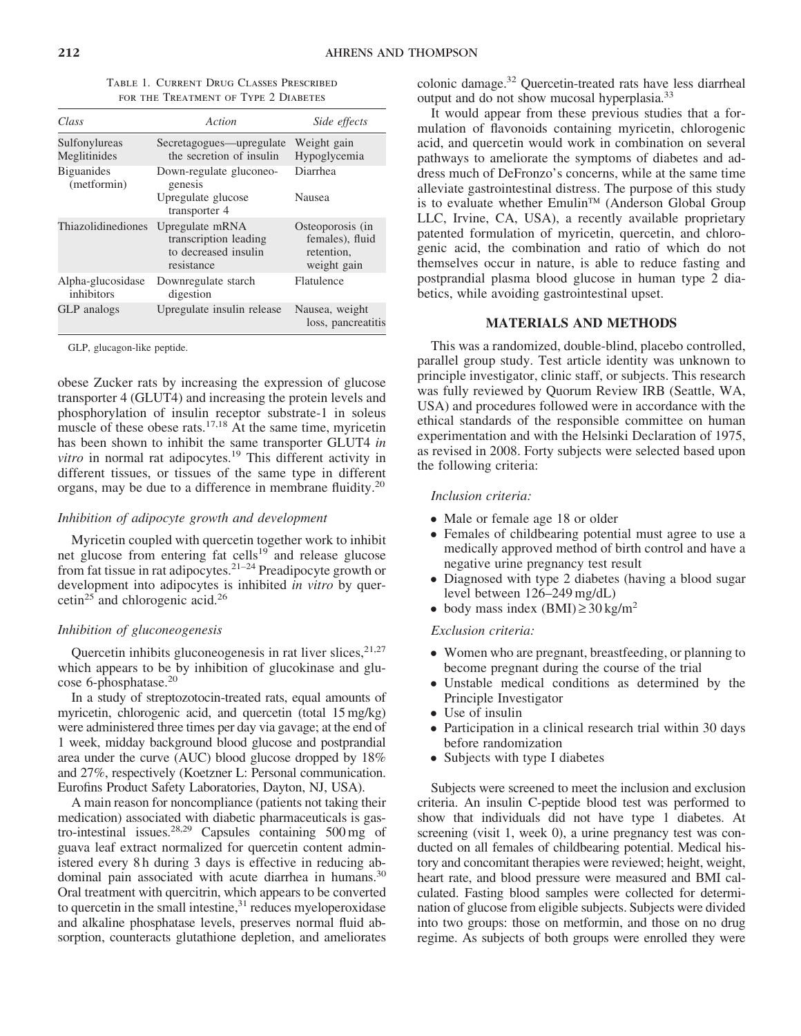Table 1. Current Drug Classes Prescribed for the Treatment of Type 2 Diabetes

| *Class* | *Action* | *Side effects* |
|---|---|---|
| Sulfonylureas Meglitinides | Secretagogues—upregulate the secretion of insulin | Weight gain Hypoglycemia |
| Biguanides (metformin) | Down-regulate gluconeogenesis | Diarrhea |
| | Upregulate glucose transporter 4 | Nausea |
| Thiazolidinediones | Upregulate mRNA transcription leading to decreased insulin resistance | Osteoporosis (in females), fluid retention, weight gain |
| Alpha-glucosidase inhibitors | Downregulate starch digestion | Flatulence |
| GLP analogs | Upregulate insulin release | Nausea, weight loss, pancreatitis |

GLP, glucagon-like peptide.

obese Zucker rats by increasing the expression of glucose transporter 4 (GLUT4) and increasing the protein levels and phosphorylation of insulin receptor substrate-1 in soleus muscle of these obese rats.[17,18] At the same time, myricetin has been shown to inhibit the same transporter GLUT4 *in vitro* in normal rat adipocytes.[19] This different activity in different tissues, or tissues of the same type in different organs, may be due to a difference in membrane fluidity.[20]

### *Inhibition of adipocyte growth and development*

Myricetin coupled with quercetin together work to inhibit net glucose from entering fat cells[19] and release glucose from fat tissue in rat adipocytes.[21–24] Preadipocyte growth or development into adipocytes is inhibited *in vitro* by quercetin[25] and chlorogenic acid.[26]

### *Inhibition of gluconeogenesis*

Quercetin inhibits gluconeogenesis in rat liver slices,[21,27] which appears to be by inhibition of glucokinase and glucose 6-phosphatase.[20]

In a study of streptozotocin-treated rats, equal amounts of myricetin, chlorogenic acid, and quercetin (total 15 mg/kg) were administered three times per day via gavage; at the end of 1 week, midday background blood glucose and postprandial area under the curve (AUC) blood glucose dropped by 18% and 27%, respectively (Koetzner L: Personal communication. Eurofins Product Safety Laboratories, Dayton, NJ, USA).

A main reason for noncompliance (patients not taking their medication) associated with diabetic pharmaceuticals is gastro-intestinal issues.[28,29] Capsules containing 500 mg of guava leaf extract normalized for quercetin content administered every 8 h during 3 days is effective in reducing abdominal pain associated with acute diarrhea in humans.[30] Oral treatment with quercitrin, which appears to be converted to quercetin in the small intestine,[31] reduces myeloperoxidase and alkaline phosphatase levels, preserves normal fluid absorption, counteracts glutathione depletion, and ameliorates colonic damage.[32] Quercetin-treated rats have less diarrheal output and do not show mucosal hyperplasia.[33]

It would appear from these previous studies that a formulation of flavonoids containing myricetin, chlorogenic acid, and quercetin would work in combination on several pathways to ameliorate the symptoms of diabetes and address much of DeFronzo's concerns, while at the same time alleviate gastrointestinal distress. The purpose of this study is to evaluate whether Emulin™ (Anderson Global Group LLC, Irvine, CA, USA), a recently available proprietary patented formulation of myricetin, quercetin, and chlorogenic acid, the combination and ratio of which do not themselves occur in nature, is able to reduce fasting and postprandial plasma blood glucose in human type 2 diabetics, while avoiding gastrointestinal upset.

## MATERIALS AND METHODS

This was a randomized, double-blind, placebo controlled, parallel group study. Test article identity was unknown to principle investigator, clinic staff, or subjects. This research was fully reviewed by Quorum Review IRB (Seattle, WA, USA) and procedures followed were in accordance with the ethical standards of the responsible committee on human experimentation and with the Helsinki Declaration of 1975, as revised in 2008. Forty subjects were selected based upon the following criteria:

*Inclusion criteria:*

- Male or female age 18 or older
- Females of childbearing potential must agree to use a medically approved method of birth control and have a negative urine pregnancy test result
- Diagnosed with type 2 diabetes (having a blood sugar level between 126–249 mg/dL)
- body mass index (BMI) ≥ 30 kg/m$^2$

*Exclusion criteria:*

- Women who are pregnant, breastfeeding, or planning to become pregnant during the course of the trial
- Unstable medical conditions as determined by the Principle Investigator
- Use of insulin
- Participation in a clinical research trial within 30 days before randomization
- Subjects with type I diabetes

Subjects were screened to meet the inclusion and exclusion criteria. An insulin C-peptide blood test was performed to show that individuals did not have type 1 diabetes. At screening (visit 1, week 0), a urine pregnancy test was conducted on all females of childbearing potential. Medical history and concomitant therapies were reviewed; height, weight, heart rate, and blood pressure were measured and BMI calculated. Fasting blood samples were collected for determination of glucose from eligible subjects. Subjects were divided into two groups: those on metformin, and those on no drug regime. As subjects of both groups were enrolled they were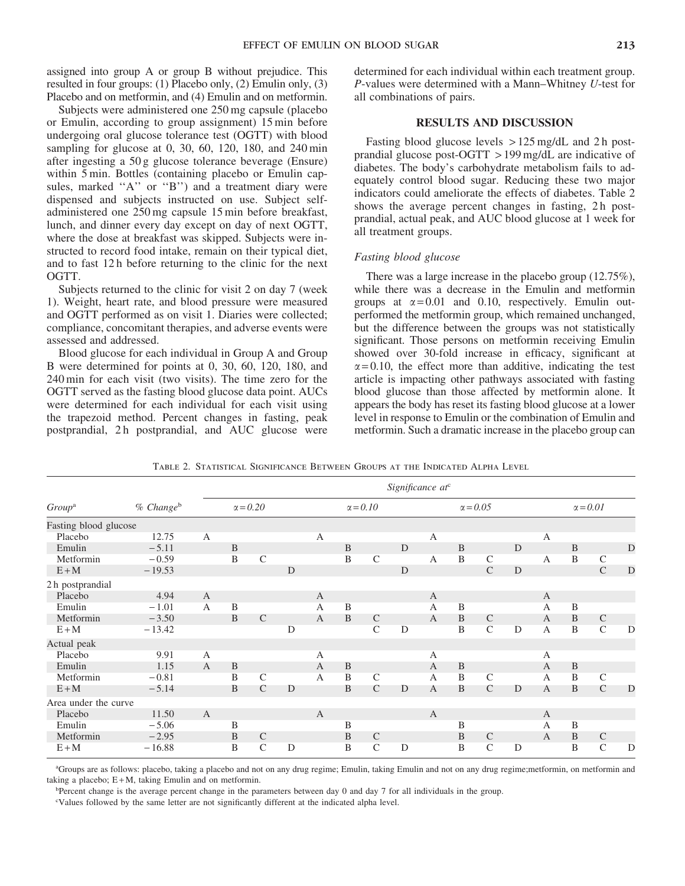assigned into group A or group B without prejudice. This resulted in four groups: (1) Placebo only, (2) Emulin only, (3) Placebo and on metformin, and (4) Emulin and on metformin.

Subjects were administered one 250 mg capsule (placebo or Emulin, according to group assignment) 15 min before undergoing oral glucose tolerance test (OGTT) with blood sampling for glucose at 0, 30, 60, 120, 180, and 240 min after ingesting a 50 g glucose tolerance beverage (Ensure) within 5 min. Bottles (containing placebo or Emulin capsules, marked ''A'' or ''B'') and a treatment diary were dispensed and subjects instructed on use. Subject self-administered one 250 mg capsule 15 min before breakfast, lunch, and dinner every day except on day of next OGTT, where the dose at breakfast was skipped. Subjects were instructed to record food intake, remain on their typical diet, and to fast 12 h before returning to the clinic for the next OGTT.

Subjects returned to the clinic for visit 2 on day 7 (week 1). Weight, heart rate, and blood pressure were measured and OGTT performed as on visit 1. Diaries were collected; compliance, concomitant therapies, and adverse events were assessed and addressed.

Blood glucose for each individual in Group A and Group B were determined for points at 0, 30, 60, 120, 180, and 240 min for each visit (two visits). The time zero for the OGTT served as the fasting blood glucose data point. AUCs were determined for each individual for each visit using the trapezoid method. Percent changes in fasting, peak postprandial, 2 h postprandial, and AUC glucose were determined for each individual within each treatment group. *P*-values were determined with a Mann–Whitney *U*-test for all combinations of pairs.

## RESULTS AND DISCUSSION

Fasting blood glucose levels >125 mg/dL and 2 h postprandial glucose post-OGTT >199 mg/dL are indicative of diabetes. The body's carbohydrate metabolism fails to adequately control blood sugar. Reducing these two major indicators could ameliorate the effects of diabetes. Table 2 shows the average percent changes in fasting, 2 h postprandial, actual peak, and AUC blood glucose at 1 week for all treatment groups.

### *Fasting blood glucose*

There was a large increase in the placebo group (12.75%), while there was a decrease in the Emulin and metformin groups at $\alpha = 0.01$ and 0.10, respectively. Emulin outperformed the metformin group, which remained unchanged, but the difference between the groups was not statistically significant. Those persons on metformin receiving Emulin showed over 30-fold increase in efficacy, significant at $\alpha = 0.10$, the effect more than additive, indicating the test article is impacting other pathways associated with fasting blood glucose than those affected by metformin alone. It appears the body has reset its fasting blood glucose at a lower level in response to Emulin or the combination of Emulin and metformin. Such a dramatic increase in the placebo group can

Table 2. Statistical Significance Between Groups at the Indicated Alpha Level

| Group[a] | % Change[b] | Significance at[c] | | | | | | | | | | | | | | | |
|---|---|---|---|---|---|---|---|---|---|---|---|---|---|---|---|---|---|
| | | $\alpha = 0.20$ | | | | $\alpha = 0.10$ | | | | $\alpha = 0.05$ | | | | $\alpha = 0.01$ | | | |
| Fasting blood glucose | | | | | | | | | | | | | | | | | |
| Placebo | 12.75 | A | | | | A | | | | A | | | | A | | | |
| Emulin | −5.11 | | B | | | | B | | D | | B | | D | | B | | D |
| Metformin | −0.59 | | B | C | | | B | C | | A | B | C | | A | B | C | |
| E+M | −19.53 | | | | D | | | | D | | | C | D | | | C | D |
| 2 h postprandial | | | | | | | | | | | | | | | | | |
| Placebo | 4.94 | A | | | | A | | | | A | | | | A | | | |
| Emulin | −1.01 | A | B | | | A | B | | | A | B | | | A | B | | |
| Metformin | −3.50 | | B | C | | A | B | C | | A | B | C | | A | B | C | |
| E+M | −13.42 | | | | D | | | C | D | | B | C | D | A | B | C | D |
| Actual peak | | | | | | | | | | | | | | | | | |
| Placebo | 9.91 | A | | | | A | | | | A | | | | A | | | |
| Emulin | 1.15 | A | B | | | A | B | | | A | B | | | A | B | | |
| Metformin | −0.81 | | B | C | | A | B | C | | A | B | C | | A | B | C | |
| E+M | −5.14 | | B | C | D | | B | C | D | A | B | C | D | A | B | C | D |
| Area under the curve | | | | | | | | | | | | | | | | | |
| Placebo | 11.50 | A | | | | A | | | | A | | | | A | | | |
| Emulin | −5.06 | | B | | | | B | | | | B | | | A | B | | |
| Metformin | −2.95 | | B | C | | | B | C | | | B | C | | A | B | C | |
| E+M | −16.88 | | B | C | D | | B | C | D | | B | C | D | | B | C | D |

[a]Groups are as follows: placebo, taking a placebo and not on any drug regime; Emulin, taking Emulin and not on any drug regime;metformin, on metformin and taking a placebo; E+M, taking Emulin and on metformin.

[b]Percent change is the average percent change in the parameters between day 0 and day 7 for all individuals in the group.

[c]Values followed by the same letter are not significantly different at the indicated alpha level.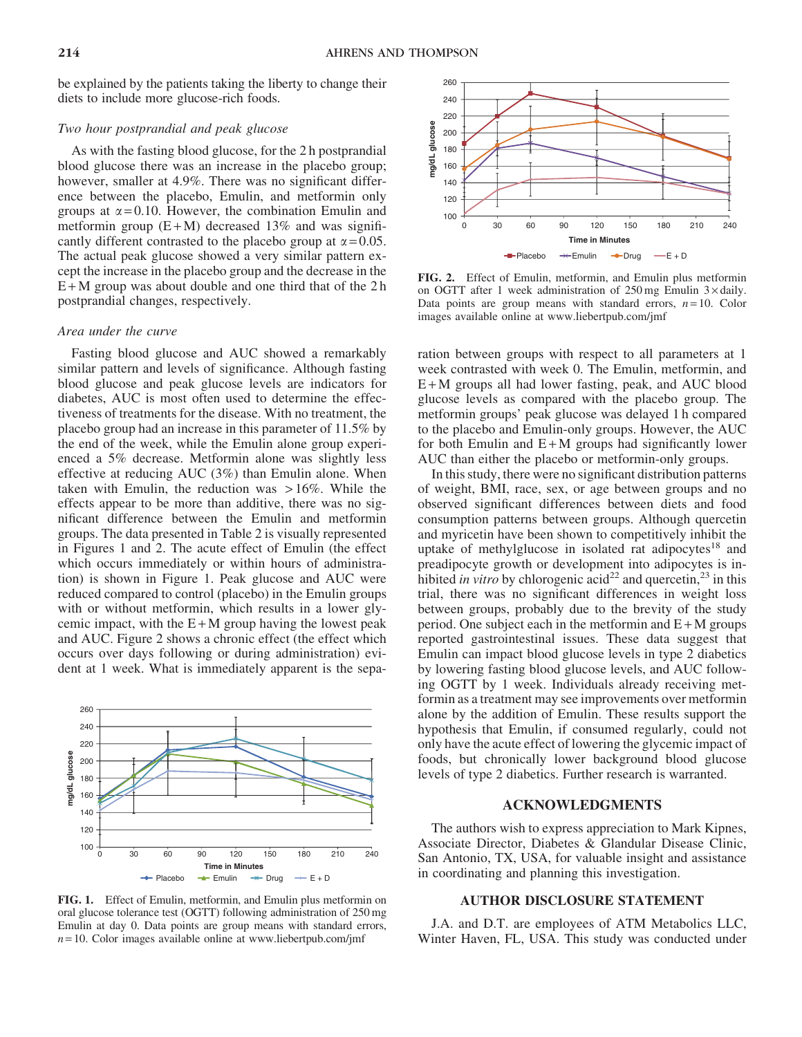be explained by the patients taking the liberty to change their diets to include more glucose-rich foods.

### *Two hour postprandial and peak glucose*

As with the fasting blood glucose, for the 2 h postprandial blood glucose there was an increase in the placebo group; however, smaller at 4.9%. There was no significant difference between the placebo, Emulin, and metformin only groups at $\alpha = 0.10$. However, the combination Emulin and metformin group (E + M) decreased 13% and was significantly different contrasted to the placebo group at $\alpha = 0.05$. The actual peak glucose showed a very similar pattern except the increase in the placebo group and the decrease in the E + M group was about double and one third that of the 2 h postprandial changes, respectively.

### *Area under the curve*

Fasting blood glucose and AUC showed a remarkably similar pattern and levels of significance. Although fasting blood glucose and peak glucose levels are indicators for diabetes, AUC is most often used to determine the effectiveness of treatments for the disease. With no treatment, the placebo group had an increase in this parameter of 11.5% by the end of the week, while the Emulin alone group experienced a 5% decrease. Metformin alone was slightly less effective at reducing AUC (3%) than Emulin alone. When taken with Emulin, the reduction was > 16%. While the effects appear to be more than additive, there was no significant difference between the Emulin and metformin groups. The data presented in Table 2 is visually represented in Figures 1 and 2. The acute effect of Emulin (the effect which occurs immediately or within hours of administration) is shown in Figure 1. Peak glucose and AUC were reduced compared to control (placebo) in the Emulin groups with or without metformin, which results in a lower glycemic impact, with the E + M group having the lowest peak and AUC. Figure 2 shows a chronic effect (the effect which occurs over days following or during administration) evident at 1 week. What is immediately apparent is the separation between groups with respect to all parameters at 1 week contrasted with week 0. The Emulin, metformin, and E + M groups all had lower fasting, peak, and AUC blood glucose levels as compared with the placebo group. The metformin groups' peak glucose was delayed 1 h compared to the placebo and Emulin-only groups. However, the AUC for both Emulin and E + M groups had significantly lower AUC than either the placebo or metformin-only groups.

FIG. 1. Effect of Emulin, metformin, and Emulin plus metformin on oral glucose tolerance test (OGTT) following administration of 250 mg Emulin at day 0. Data points are group means with standard errors, $n = 10$. Color images available online at www.liebertpub.com/jmf

FIG. 2. Effect of Emulin, metformin, and Emulin plus metformin on OGTT after 1 week administration of 250 mg Emulin 3 × daily. Data points are group means with standard errors, $n = 10$. Color images available online at www.liebertpub.com/jmf

In this study, there were no significant distribution patterns of weight, BMI, race, sex, or age between groups and no observed significant differences between diets and food consumption patterns between groups. Although quercetin and myricetin have been shown to competitively inhibit the uptake of methylglucose in isolated rat adipocytes[18] and preadipocyte growth or development into adipocytes is inhibited *in vitro* by chlorogenic acid[22] and quercetin,[23] in this trial, there was no significant differences in weight loss between groups, probably due to the brevity of the study period. One subject each in the metformin and E + M groups reported gastrointestinal issues. These data suggest that Emulin can impact blood glucose levels in type 2 diabetics by lowering fasting blood glucose levels, and AUC following OGTT by 1 week. Individuals already receiving metformin as a treatment may see improvements over metformin alone by the addition of Emulin. These results support the hypothesis that Emulin, if consumed regularly, could not only have the acute effect of lowering the glycemic impact of foods, but chronically lower background blood glucose levels of type 2 diabetics. Further research is warranted.

## ACKNOWLEDGMENTS

The authors wish to express appreciation to Mark Kipnes, Associate Director, Diabetes & Glandular Disease Clinic, San Antonio, TX, USA, for valuable insight and assistance in coordinating and planning this investigation.

## AUTHOR DISCLOSURE STATEMENT

J.A. and D.T. are employees of ATM Metabolics LLC, Winter Haven, FL, USA. This study was conducted under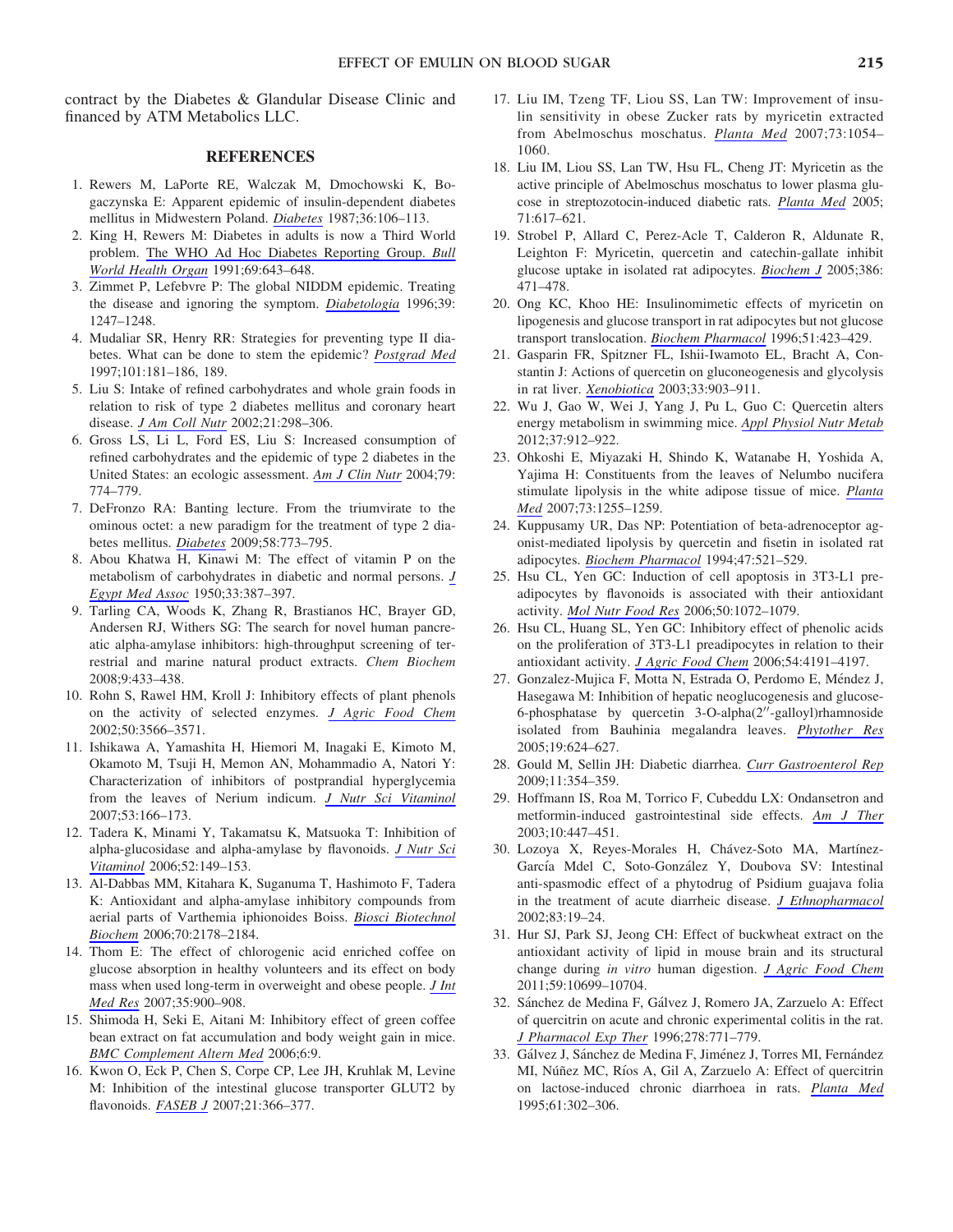contract by the Diabetes & Glandular Disease Clinic and financed by ATM Metabolics LLC.

## REFERENCES

1. Rewers M, LaPorte RE, Walczak M, Dmochowski K, Bogaczynska E: Apparent epidemic of insulin-dependent diabetes mellitus in Midwestern Poland. *Diabetes* 1987;36:106–113.
2. King H, Rewers M: Diabetes in adults is now a Third World problem. The WHO Ad Hoc Diabetes Reporting Group. *Bull World Health Organ* 1991;69:643–648.
3. Zimmet P, Lefebvre P: The global NIDDM epidemic. Treating the disease and ignoring the symptom. *Diabetologia* 1996;39: 1247–1248.
4. Mudaliar SR, Henry RR: Strategies for preventing type II diabetes. What can be done to stem the epidemic? *Postgrad Med* 1997;101:181–186, 189.
5. Liu S: Intake of refined carbohydrates and whole grain foods in relation to risk of type 2 diabetes mellitus and coronary heart disease. *J Am Coll Nutr* 2002;21:298–306.
6. Gross LS, Li L, Ford ES, Liu S: Increased consumption of refined carbohydrates and the epidemic of type 2 diabetes in the United States: an ecologic assessment. *Am J Clin Nutr* 2004;79: 774–779.
7. DeFronzo RA: Banting lecture. From the triumvirate to the ominous octet: a new paradigm for the treatment of type 2 diabetes mellitus. *Diabetes* 2009;58:773–795.
8. Abou Khatwa H, Kinawi M: The effect of vitamin P on the metabolism of carbohydrates in diabetic and normal persons. *J Egypt Med Assoc* 1950;33:387–397.
9. Tarling CA, Woods K, Zhang R, Brastianos HC, Brayer GD, Andersen RJ, Withers SG: The search for novel human pancreatic alpha-amylase inhibitors: high-throughput screening of terrestrial and marine natural product extracts. *Chem Biochem* 2008;9:433–438.
10. Rohn S, Rawel HM, Kroll J: Inhibitory effects of plant phenols on the activity of selected enzymes. *J Agric Food Chem* 2002;50:3566–3571.
11. Ishikawa A, Yamashita H, Hiemori M, Inagaki E, Kimoto M, Okamoto M, Tsuji H, Memon AN, Mohammadio A, Natori Y: Characterization of inhibitors of postprandial hyperglycemia from the leaves of Nerium indicum. *J Nutr Sci Vitaminol* 2007;53:166–173.
12. Tadera K, Minami Y, Takamatsu K, Matsuoka T: Inhibition of alpha-glucosidase and alpha-amylase by flavonoids. *J Nutr Sci Vitaminol* 2006;52:149–153.
13. Al-Dabbas MM, Kitahara K, Suganuma T, Hashimoto F, Tadera K: Antioxidant and alpha-amylase inhibitory compounds from aerial parts of Varthemia iphionoides Boiss. *Biosci Biotechnol Biochem* 2006;70:2178–2184.
14. Thom E: The effect of chlorogenic acid enriched coffee on glucose absorption in healthy volunteers and its effect on body mass when used long-term in overweight and obese people. *J Int Med Res* 2007;35:900–908.
15. Shimoda H, Seki E, Aitani M: Inhibitory effect of green coffee bean extract on fat accumulation and body weight gain in mice. *BMC Complement Altern Med* 2006;6:9.
16. Kwon O, Eck P, Chen S, Corpe CP, Lee JH, Kruhlak M, Levine M: Inhibition of the intestinal glucose transporter GLUT2 by flavonoids. *FASEB J* 2007;21:366–377.
17. Liu IM, Tzeng TF, Liou SS, Lan TW: Improvement of insulin sensitivity in obese Zucker rats by myricetin extracted from Abelmoschus moschatus. *Planta Med* 2007;73:1054–1060.
18. Liu IM, Liou SS, Lan TW, Hsu FL, Cheng JT: Myricetin as the active principle of Abelmoschus moschatus to lower plasma glucose in streptozotocin-induced diabetic rats. *Planta Med* 2005; 71:617–621.
19. Strobel P, Allard C, Perez-Acle T, Calderon R, Aldunate R, Leighton F: Myricetin, quercetin and catechin-gallate inhibit glucose uptake in isolated rat adipocytes. *Biochem J* 2005;386: 471–478.
20. Ong KC, Khoo HE: Insulinomimetic effects of myricetin on lipogenesis and glucose transport in rat adipocytes but not glucose transport translocation. *Biochem Pharmacol* 1996;51:423–429.
21. Gasparin FR, Spitzner FL, Ishii-Iwamoto EL, Bracht A, Constantin J: Actions of quercetin on gluconeogenesis and glycolysis in rat liver. *Xenobiotica* 2003;33:903–911.
22. Wu J, Gao W, Wei J, Yang J, Pu L, Guo C: Quercetin alters energy metabolism in swimming mice. *Appl Physiol Nutr Metab* 2012;37:912–922.
23. Ohkoshi E, Miyazaki H, Shindo K, Watanabe H, Yoshida A, Yajima H: Constituents from the leaves of Nelumbo nucifera stimulate lipolysis in the white adipose tissue of mice. *Planta Med* 2007;73:1255–1259.
24. Kuppusamy UR, Das NP: Potentiation of beta-adrenoceptor agonist-mediated lipolysis by quercetin and fisetin in isolated rat adipocytes. *Biochem Pharmacol* 1994;47:521–529.
25. Hsu CL, Yen GC: Induction of cell apoptosis in 3T3-L1 preadipocytes by flavonoids is associated with their antioxidant activity. *Mol Nutr Food Res* 2006;50:1072–1079.
26. Hsu CL, Huang SL, Yen GC: Inhibitory effect of phenolic acids on the proliferation of 3T3-L1 preadipocytes in relation to their antioxidant activity. *J Agric Food Chem* 2006;54:4191–4197.
27. Gonzalez-Mujica F, Motta N, Estrada O, Perdomo E, Méndez J, Hasegawa M: Inhibition of hepatic neoglucogenesis and glucose-6-phosphatase by quercetin 3-O-alpha(2″-galloyl)rhamnoside isolated from Bauhinia megalandra leaves. *Phytother Res* 2005;19:624–627.
28. Gould M, Sellin JH: Diabetic diarrhea. *Curr Gastroenterol Rep* 2009;11:354–359.
29. Hoffmann IS, Roa M, Torrico F, Cubeddu LX: Ondansetron and metformin-induced gastrointestinal side effects. *Am J Ther* 2003;10:447–451.
30. Lozoya X, Reyes-Morales H, Chávez-Soto MA, Martínez-García Mdel C, Soto-González Y, Doubova SV: Intestinal anti-spasmodic effect of a phytodrug of Psidium guajava folia in the treatment of acute diarrheic disease. *J Ethnopharmacol* 2002;83:19–24.
31. Hur SJ, Park SJ, Jeong CH: Effect of buckwheat extract on the antioxidant activity of lipid in mouse brain and its structural change during *in vitro* human digestion. *J Agric Food Chem* 2011;59:10699–10704.
32. Sánchez de Medina F, Gálvez J, Romero JA, Zarzuelo A: Effect of quercitrin on acute and chronic experimental colitis in the rat. *J Pharmacol Exp Ther* 1996;278:771–779.
33. Gálvez J, Sánchez de Medina F, Jiménez J, Torres MI, Fernández MI, Núñez MC, Ríos A, Gil A, Zarzuelo A: Effect of quercitrin on lactose-induced chronic diarrhoea in rats. *Planta Med* 1995;61:302–306.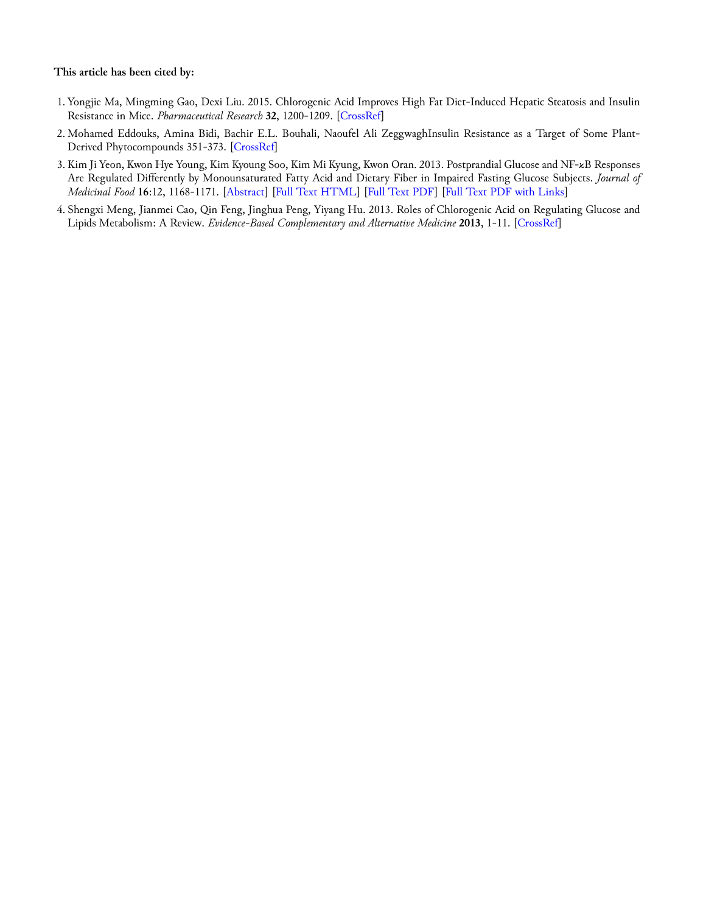**This article has been cited by:**

1. Yongjie Ma, Mingming Gao, Dexi Liu. 2015. Chlorogenic Acid Improves High Fat Diet-Induced Hepatic Steatosis and Insulin Resistance in Mice. *Pharmaceutical Research* **32**, 1200-1209. [CrossRef]
2. Mohamed Eddouks, Amina Bidi, Bachir E.L. Bouhali, Naoufel Ali ZeggwaghInsulin Resistance as a Target of Some Plant-Derived Phytocompounds 351-373. [CrossRef]
3. Kim Ji Yeon, Kwon Hye Young, Kim Kyoung Soo, Kim Mi Kyung, Kwon Oran. 2013. Postprandial Glucose and NF-κB Responses Are Regulated Differently by Monounsaturated Fatty Acid and Dietary Fiber in Impaired Fasting Glucose Subjects. *Journal of Medicinal Food* **16**:12, 1168-1171. [Abstract] [Full Text HTML] [Full Text PDF] [Full Text PDF with Links]
4. Shengxi Meng, Jianmei Cao, Qin Feng, Jinghua Peng, Yiyang Hu. 2013. Roles of Chlorogenic Acid on Regulating Glucose and Lipids Metabolism: A Review. *Evidence-Based Complementary and Alternative Medicine* **2013**, 1-11. [CrossRef]